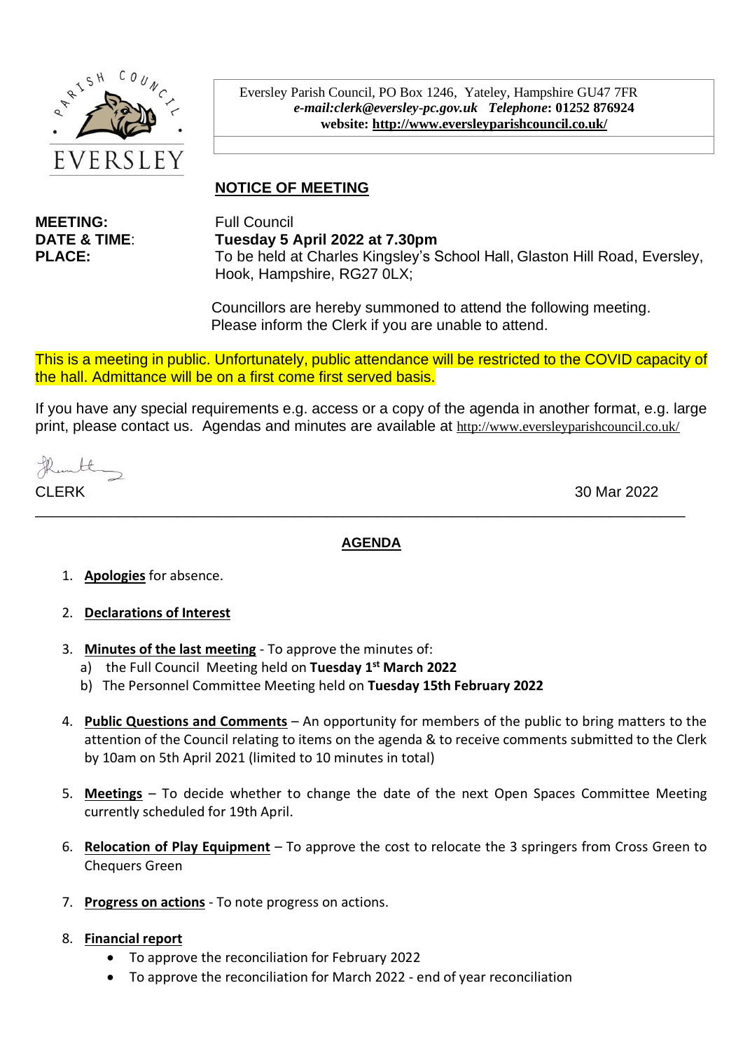Eversley Parish Council, PO Box 1246, Yateley, Hampshire GU47 7FR
***e-mail:clerk@eversley-pc.gov.uk*** ***Telephone*: 01252 876924**
**website: http://www.eversleyparishcouncil.co.uk/**

## NOTICE OF MEETING

**MEETING:** Full Council
**DATE & TIME:** **Tuesday 5 April 2022 at 7.30pm**
**PLACE:** To be held at Charles Kingsley's School Hall, Glaston Hill Road, Eversley, Hook, Hampshire, RG27 0LX;

Councillors are hereby summoned to attend the following meeting. Please inform the Clerk if you are unable to attend.

This is a meeting in public. Unfortunately, public attendance will be restricted to the COVID capacity of the hall. Admittance will be on a first come first served basis.

If you have any special requirements e.g. access or a copy of the agenda in another format, e.g. large print, please contact us. Agendas and minutes are available at http://www.eversleyparishcouncil.co.uk/

CLERK 30 Mar 2022

---

## AGENDA

1. **Apologies** for absence.

2. **Declarations of Interest**

3. **Minutes of the last meeting** - To approve the minutes of:
   a) the Full Council Meeting held on **Tuesday 1st March 2022**
   b) The Personnel Committee Meeting held on **Tuesday 15th February 2022**

4. **Public Questions and Comments** – An opportunity for members of the public to bring matters to the attention of the Council relating to items on the agenda & to receive comments submitted to the Clerk by 10am on 5th April 2021 (limited to 10 minutes in total)

5. **Meetings** – To decide whether to change the date of the next Open Spaces Committee Meeting currently scheduled for 19th April.

6. **Relocation of Play Equipment** – To approve the cost to relocate the 3 springers from Cross Green to Chequers Green

7. **Progress on actions** - To note progress on actions.

8. **Financial report**
   - To approve the reconciliation for February 2022
   - To approve the reconciliation for March 2022 - end of year reconciliation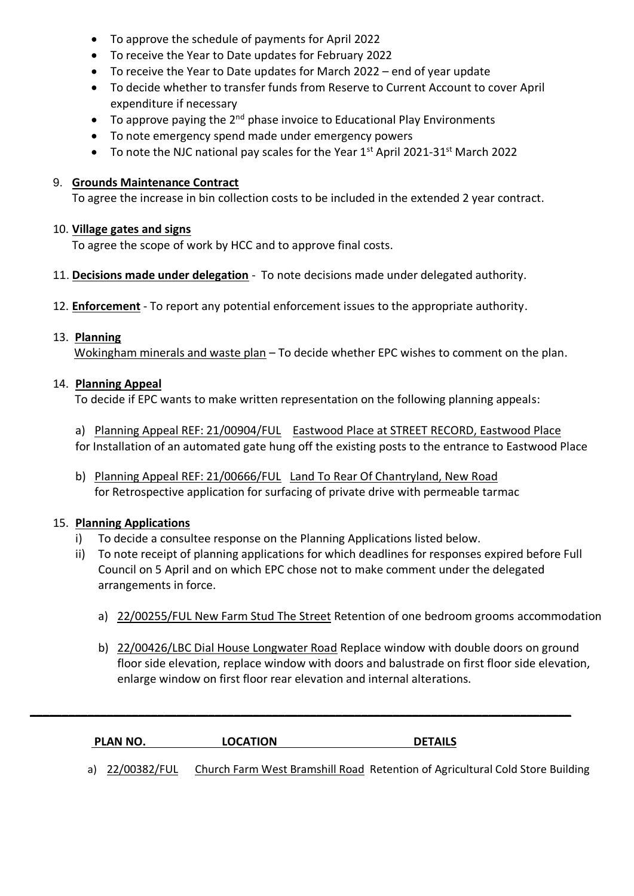- To approve the schedule of payments for April 2022
- To receive the Year to Date updates for February 2022
- To receive the Year to Date updates for March 2022 – end of year update
- To decide whether to transfer funds from Reserve to Current Account to cover April expenditure if necessary
- To approve paying the 2nd phase invoice to Educational Play Environments
- To note emergency spend made under emergency powers
- To note the NJC national pay scales for the Year 1st April 2021-31st March 2022

9. **Grounds Maintenance Contract**
   To agree the increase in bin collection costs to be included in the extended 2 year contract.

10. **Village gates and signs**
    To agree the scope of work by HCC and to approve final costs.

11. **Decisions made under delegation** - To note decisions made under delegated authority.

12. **Enforcement** - To report any potential enforcement issues to the appropriate authority.

13. **Planning**
    Wokingham minerals and waste plan – To decide whether EPC wishes to comment on the plan.

14. **Planning Appeal**
    To decide if EPC wants to make written representation on the following planning appeals:

    a) Planning Appeal REF: 21/00904/FUL Eastwood Place at STREET RECORD, Eastwood Place for Installation of an automated gate hung off the existing posts to the entrance to Eastwood Place

    b) Planning Appeal REF: 21/00666/FUL Land To Rear Of Chantryland, New Road for Retrospective application for surfacing of private drive with permeable tarmac

15. **Planning Applications**
    i) To decide a consultee response on the Planning Applications listed below.
    ii) To note receipt of planning applications for which deadlines for responses expired before Full Council on 5 April and on which EPC chose not to make comment under the delegated arrangements in force.

    a) 22/00255/FUL New Farm Stud The Street Retention of one bedroom grooms accommodation

    b) 22/00426/LBC Dial House Longwater Road Replace window with double doors on ground floor side elevation, replace window with doors and balustrade on first floor side elevation, enlarge window on first floor rear elevation and internal alterations.

---

| PLAN NO. | LOCATION | DETAILS |
| --- | --- | --- |
| a) 22/00382/FUL | Church Farm West Bramshill Road | Retention of Agricultural Cold Store Building |